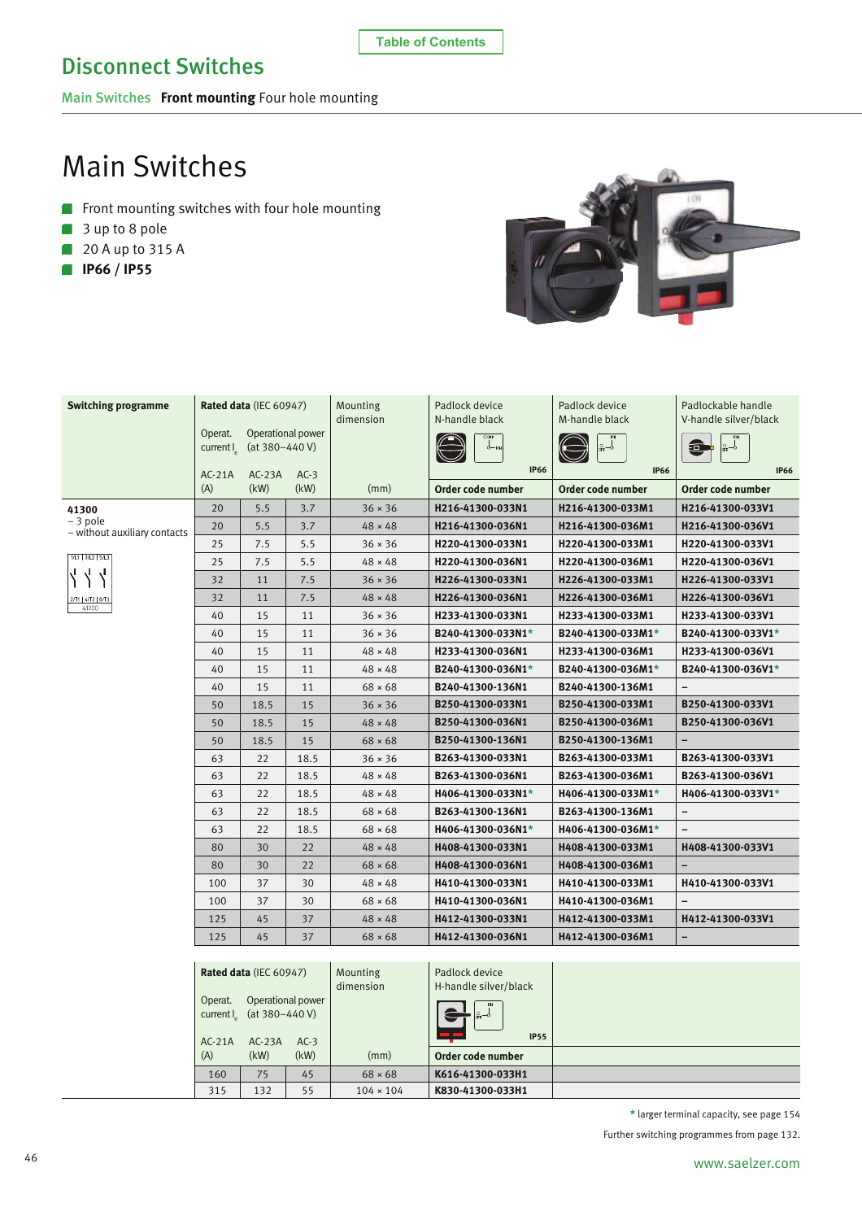Table of Contents

# Disconnect Switches

Main Switches **Front mounting** Four hole mounting

## Main Switches

- Front mounting switches with four hole mounting
- 3 up to 8 pole
- 20 A up to 315 A
- **IP66 / IP55**

| Switching programme | Rated data (IEC 60947) Operat. current $I_e$ AC-21A (A) | Operational power (at 380–440 V) AC-23A (kW) | AC-3 (kW) | Mounting dimension (mm) | Padlock device N-handle black IP66 Order code number | Padlock device M-handle black IP66 Order code number | Padlockable handle V-handle silver/black IP66 Order code number |
|---|---|---|---|---|---|---|---|
| **41300** – 3 pole – without auxiliary contacts | 20 | 5.5 | 3.7 | 36 × 36 | H216-41300-033N1 | H216-41300-033M1 | H216-41300-033V1 |
| | 20 | 5.5 | 3.7 | 48 × 48 | H216-41300-036N1 | H216-41300-036M1 | H216-41300-036V1 |
| | 25 | 7.5 | 5.5 | 36 × 36 | H220-41300-033N1 | H220-41300-033M1 | H220-41300-033V1 |
| | 25 | 7.5 | 5.5 | 48 × 48 | H220-41300-036N1 | H220-41300-036M1 | H220-41300-036V1 |
| | 32 | 11 | 7.5 | 36 × 36 | H226-41300-033N1 | H226-41300-033M1 | H226-41300-033V1 |
| | 32 | 11 | 7.5 | 48 × 48 | H226-41300-036N1 | H226-41300-036M1 | H226-41300-036V1 |
| | 40 | 15 | 11 | 36 × 36 | H233-41300-033N1 | H233-41300-033M1 | H233-41300-033V1 |
| | 40 | 15 | 11 | 36 × 36 | B240-41300-033N1* | B240-41300-033M1* | B240-41300-033V1* |
| | 40 | 15 | 11 | 48 × 48 | H233-41300-036N1 | H233-41300-036M1 | H233-41300-036V1 |
| | 40 | 15 | 11 | 48 × 48 | B240-41300-036N1* | B240-41300-036M1* | B240-41300-036V1* |
| | 40 | 15 | 11 | 68 × 68 | B240-41300-136N1 | B240-41300-136M1 | – |
| | 50 | 18.5 | 15 | 36 × 36 | B250-41300-033N1 | B250-41300-033M1 | B250-41300-033V1 |
| | 50 | 18.5 | 15 | 48 × 48 | B250-41300-036N1 | B250-41300-036M1 | B250-41300-036V1 |
| | 50 | 18.5 | 15 | 68 × 68 | B250-41300-136N1 | B250-41300-136M1 | – |
| | 63 | 22 | 18.5 | 36 × 36 | B263-41300-033N1 | B263-41300-033M1 | B263-41300-033V1 |
| | 63 | 22 | 18.5 | 48 × 48 | B263-41300-036N1 | B263-41300-036M1 | B263-41300-036V1 |
| | 63 | 22 | 18.5 | 48 × 48 | H406-41300-033N1* | H406-41300-033M1* | H406-41300-033V1* |
| | 63 | 22 | 18.5 | 68 × 68 | B263-41300-136N1 | B263-41300-136M1 | – |
| | 63 | 22 | 18.5 | 68 × 68 | H406-41300-036N1* | H406-41300-036M1* | – |
| | 80 | 30 | 22 | 48 × 48 | H408-41300-033N1 | H408-41300-033M1 | H408-41300-033V1 |
| | 80 | 30 | 22 | 68 × 68 | H408-41300-036N1 | H408-41300-036M1 | – |
| | 100 | 37 | 30 | 48 × 48 | H410-41300-033N1 | H410-41300-033M1 | H410-41300-033V1 |
| | 100 | 37 | 30 | 68 × 68 | H410-41300-036N1 | H410-41300-036M1 | – |
| | 125 | 45 | 37 | 48 × 48 | H412-41300-033N1 | H412-41300-033M1 | H412-41300-033V1 |
| | 125 | 45 | 37 | 68 × 68 | H412-41300-036N1 | H412-41300-036M1 | – |

| Rated data (IEC 60947) Operat. current $I_e$ AC-21A (A) | Operational power (at 380–440 V) AC-23A (kW) | AC-3 (kW) | Mounting dimension (mm) | Padlock device H-handle silver/black IP55 Order code number |
|---|---|---|---|---|
| 160 | 75 | 45 | 68 × 68 | K616-41300-033H1 |
| 315 | 132 | 55 | 104 × 104 | K830-41300-033H1 |

\* larger terminal capacity, see page 154

Further switching programmes from page 132.

www.saelzer.com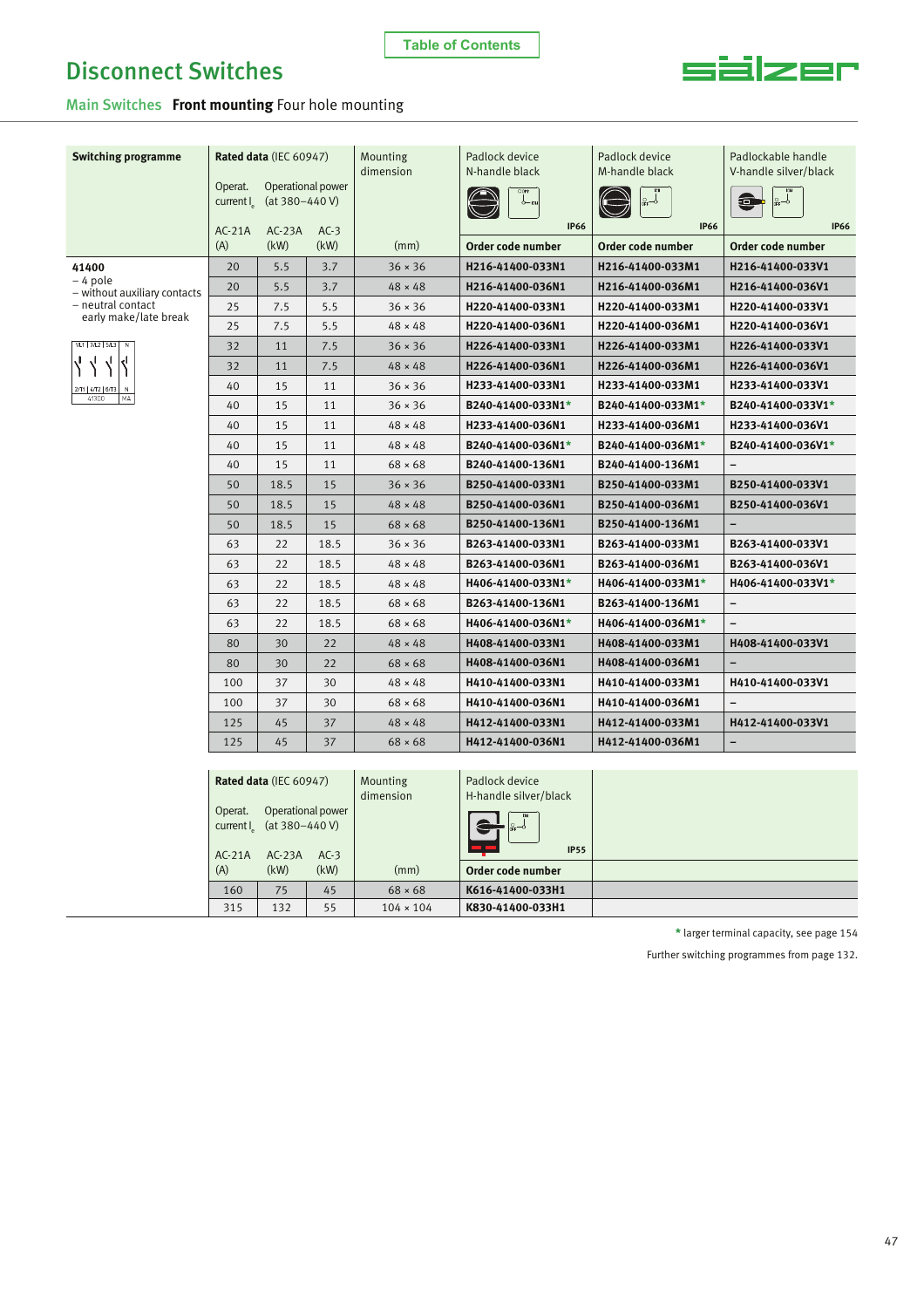# Disconnect Switches

## Main Switches **Front mounting** Four hole mounting

Table of Contents

| Switching programme | Rated data (IEC 60947) Operat. current $I_e$ | Operational power (at 380–440 V) | | Mounting dimension | Padlock device N-handle black IP66 | Padlock device M-handle black IP66 | Padlockable handle V-handle silver/black IP66 |
|---|---|---|---|---|---|---|---|
| | AC-21A (A) | AC-23A (kW) | AC-3 (kW) | (mm) | Order code number | Order code number | Order code number |
| **41400** – 4 pole – without auxiliary contacts – neutral contact early make/late break | 20 | 5.5 | 3.7 | 36 × 36 | **H216-41400-033N1** | **H216-41400-033M1** | **H216-41400-033V1** |
| | 20 | 5.5 | 3.7 | 48 × 48 | **H216-41400-036N1** | **H216-41400-036M1** | **H216-41400-036V1** |
| | 25 | 7.5 | 5.5 | 36 × 36 | **H220-41400-033N1** | **H220-41400-033M1** | **H220-41400-033V1** |
| | 25 | 7.5 | 5.5 | 48 × 48 | **H220-41400-036N1** | **H220-41400-036M1** | **H220-41400-036V1** |
| | 32 | 11 | 7.5 | 36 × 36 | **H226-41400-033N1** | **H226-41400-033M1** | **H226-41400-033V1** |
| | 32 | 11 | 7.5 | 48 × 48 | **H226-41400-036N1** | **H226-41400-036M1** | **H226-41400-036V1** |
| | 40 | 15 | 11 | 36 × 36 | **H233-41400-033N1** | **H233-41400-033M1** | **H233-41400-033V1** |
| | 40 | 15 | 11 | 36 × 36 | **B240-41400-033N1*** | **B240-41400-033M1*** | **B240-41400-033V1*** |
| | 40 | 15 | 11 | 48 × 48 | **H233-41400-036N1** | **H233-41400-036M1** | **H233-41400-036V1** |
| | 40 | 15 | 11 | 48 × 48 | **B240-41400-036N1*** | **B240-41400-036M1*** | **B240-41400-036V1*** |
| | 40 | 15 | 11 | 68 × 68 | **B240-41400-136N1** | **B240-41400-136M1** | – |
| | 50 | 18.5 | 15 | 36 × 36 | **B250-41400-033N1** | **B250-41400-033M1** | **B250-41400-033V1** |
| | 50 | 18.5 | 15 | 48 × 48 | **B250-41400-036N1** | **B250-41400-036M1** | **B250-41400-036V1** |
| | 50 | 18.5 | 15 | 68 × 68 | **B250-41400-136N1** | **B250-41400-136M1** | – |
| | 63 | 22 | 18.5 | 36 × 36 | **B263-41400-033N1** | **B263-41400-033M1** | **B263-41400-033V1** |
| | 63 | 22 | 18.5 | 48 × 48 | **B263-41400-036N1** | **B263-41400-036M1** | **B263-41400-036V1** |
| | 63 | 22 | 18.5 | 48 × 48 | **H406-41400-033N1*** | **H406-41400-033M1*** | **H406-41400-033V1*** |
| | 63 | 22 | 18.5 | 68 × 68 | **B263-41400-136N1** | **B263-41400-136M1** | – |
| | 63 | 22 | 18.5 | 68 × 68 | **H406-41400-036N1*** | **H406-41400-036M1*** | – |
| | 80 | 30 | 22 | 48 × 48 | **H408-41400-033N1** | **H408-41400-033M1** | **H408-41400-033V1** |
| | 80 | 30 | 22 | 68 × 68 | **H408-41400-036N1** | **H408-41400-036M1** | – |
| | 100 | 37 | 30 | 48 × 48 | **H410-41400-033N1** | **H410-41400-033M1** | **H410-41400-033V1** |
| | 100 | 37 | 30 | 68 × 68 | **H410-41400-036N1** | **H410-41400-036M1** | – |
| | 125 | 45 | 37 | 48 × 48 | **H412-41400-033N1** | **H412-41400-033M1** | **H412-41400-033V1** |
| | 125 | 45 | 37 | 68 × 68 | **H412-41400-036N1** | **H412-41400-036M1** | – |

| Rated data (IEC 60947) Operat. current $I_e$ | Operational power (at 380–440 V) | | Mounting dimension | Padlock device H-handle silver/black IP55 |
|---|---|---|---|---|
| AC-21A (A) | AC-23A (kW) | AC-3 (kW) | (mm) | Order code number |
| 160 | 75 | 45 | 68 × 68 | **K616-41400-033H1** |
| 315 | 132 | 55 | 104 × 104 | **K830-41400-033H1** |

\* larger terminal capacity, see page 154

Further switching programmes from page 132.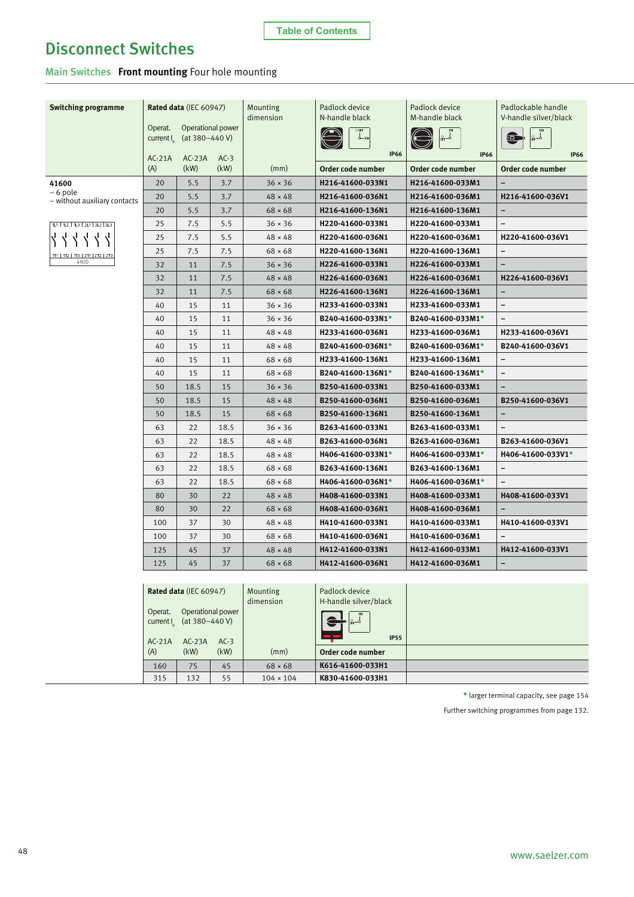Table of Contents

# Disconnect Switches

## Main Switches **Front mounting** Four hole mounting

| Switching programme | Rated data (IEC 60947) Operat. current $I_e$ AC-21A (A) | Operational power (at 380–440 V) AC-23A (kW) | AC-3 (kW) | Mounting dimension (mm) | Padlock device N-handle black IP66 Order code number | Padlock device M-handle black IP66 Order code number | Padlockable handle V-handle silver/black IP66 Order code number |
|---|---|---|---|---|---|---|---|
| **41600** – 6 pole – without auxiliary contacts | 20 | 5.5 | 3.7 | 36 × 36 | **H216-41600-033N1** | **H216-41600-033M1** | – |
| | 20 | 5.5 | 3.7 | 48 × 48 | **H216-41600-036N1** | **H216-41600-036M1** | **H216-41600-036V1** |
| | 20 | 5.5 | 3.7 | 68 × 68 | **H216-41600-136N1** | **H216-41600-136M1** | – |
| | 25 | 7.5 | 5.5 | 36 × 36 | **H220-41600-033N1** | **H220-41600-033M1** | – |
| | 25 | 7.5 | 5.5 | 48 × 48 | **H220-41600-036N1** | **H220-41600-036M1** | **H220-41600-036V1** |
| | 25 | 7.5 | 7.5 | 68 × 68 | **H220-41600-136N1** | **H220-41600-136M1** | – |
| | 32 | 11 | 7.5 | 36 × 36 | **H226-41600-033N1** | **H226-41600-033M1** | – |
| | 32 | 11 | 7.5 | 48 × 48 | **H226-41600-036N1** | **H226-41600-036M1** | **H226-41600-036V1** |
| | 32 | 11 | 7.5 | 68 × 68 | **H226-41600-136N1** | **H226-41600-136M1** | – |
| | 40 | 15 | 11 | 36 × 36 | **H233-41600-033N1** | **H233-41600-033M1** | – |
| | 40 | 15 | 11 | 36 × 36 | **B240-41600-033N1*** | **B240-41600-033M1*** | – |
| | 40 | 15 | 11 | 48 × 48 | **H233-41600-036N1** | **H233-41600-036M1** | **H233-41600-036V1** |
| | 40 | 15 | 11 | 48 × 48 | **B240-41600-036N1*** | **B240-41600-036M1*** | **B240-41600-036V1** |
| | 40 | 15 | 11 | 68 × 68 | **H233-41600-136N1** | **H233-41600-136M1** | – |
| | 40 | 15 | 11 | 68 × 68 | **B240-41600-136N1*** | **B240-41600-136M1*** | – |
| | 50 | 18.5 | 15 | 36 × 36 | **B250-41600-033N1** | **B250-41600-033M1** | – |
| | 50 | 18.5 | 15 | 48 × 48 | **B250-41600-036N1** | **B250-41600-036M1** | **B250-41600-036V1** |
| | 50 | 18.5 | 15 | 68 × 68 | **B250-41600-136N1** | **B250-41600-136M1** | – |
| | 63 | 22 | 18.5 | 36 × 36 | **B263-41600-033N1** | **B263-41600-033M1** | – |
| | 63 | 22 | 18.5 | 48 × 48 | **B263-41600-036N1** | **B263-41600-036M1** | **B263-41600-036V1** |
| | 63 | 22 | 18.5 | 48 × 48 | **H406-41600-033N1*** | **H406-41600-033M1*** | **H406-41600-033V1*** |
| | 63 | 22 | 18.5 | 68 × 68 | **B263-41600-136N1** | **B263-41600-136M1** | – |
| | 63 | 22 | 18.5 | 68 × 68 | **H406-41600-036N1*** | **H406-41600-036M1*** | – |
| | 80 | 30 | 22 | 48 × 48 | **H408-41600-033N1** | **H408-41600-033M1** | **H408-41600-033V1** |
| | 80 | 30 | 22 | 68 × 68 | **H408-41600-036N1** | **H408-41600-036M1** | – |
| | 100 | 37 | 30 | 48 × 48 | **H410-41600-033N1** | **H410-41600-033M1** | **H410-41600-033V1** |
| | 100 | 37 | 30 | 68 × 68 | **H410-41600-036N1** | **H410-41600-036M1** | – |
| | 125 | 45 | 37 | 48 × 48 | **H412-41600-033N1** | **H412-41600-033M1** | **H412-41600-033V1** |
| | 125 | 45 | 37 | 68 × 68 | **H412-41600-036N1** | **H412-41600-036M1** | – |

| Rated data (IEC 60947) Operat. current $I_e$ AC-21A (A) | Operational power (at 380–440 V) AC-23A (kW) | AC-3 (kW) | Mounting dimension (mm) | Padlock device H-handle silver/black IP55 Order code number |
|---|---|---|---|---|
| 160 | 75 | 45 | 68 × 68 | **K616-41600-033H1** |
| 315 | 132 | 55 | 104 × 104 | **K830-41600-033H1** |

\* larger terminal capacity, see page 154

Further switching programmes from page 132.

www.saelzer.com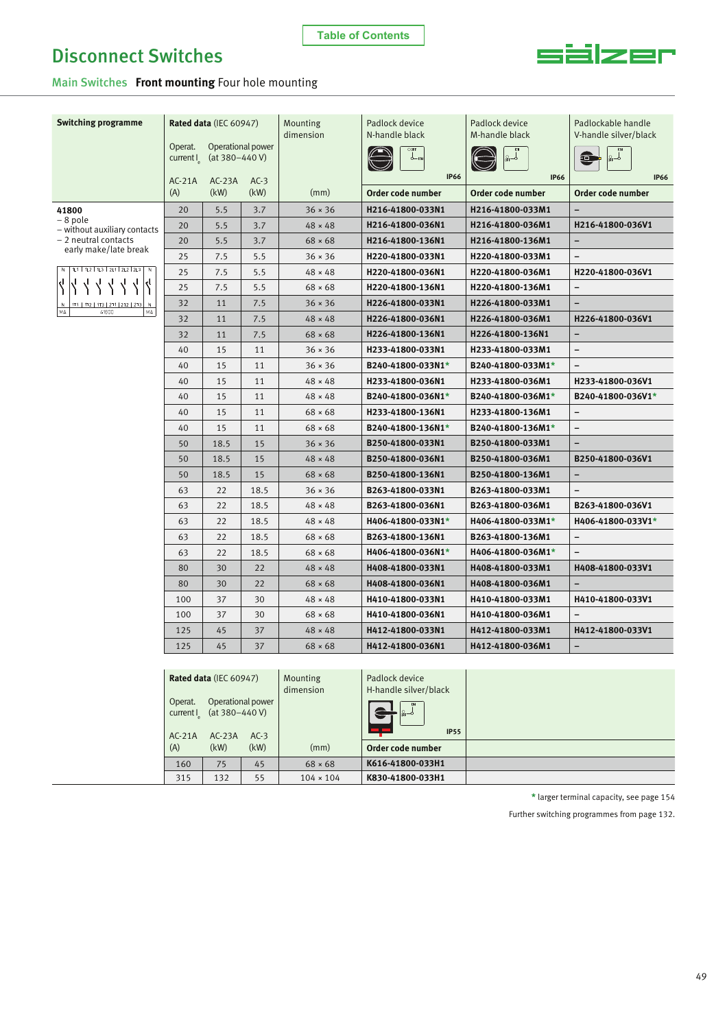Table of Contents

# Disconnect Switches

## Main Switches **Front mounting** Four hole mounting

| Switching programme | Rated data (IEC 60947) Operat. current $I_e$ AC-21A (A) | Operational power (at 380–440 V) AC-23A (kW) | AC-3 (kW) | Mounting dimension (mm) | Padlock device N-handle black IP66 Order code number | Padlock device M-handle black IP66 Order code number | Padlockable handle V-handle silver/black IP66 Order code number |
|---|---|---|---|---|---|---|---|
| **41800** – 8 pole – without auxiliary contacts – 2 neutral contacts early make/late break | 20 | 5.5 | 3.7 | 36 × 36 | H216-41800-033N1 | H216-41800-033M1 | – |
| | 20 | 5.5 | 3.7 | 48 × 48 | H216-41800-036N1 | H216-41800-036M1 | H216-41800-036V1 |
| | 20 | 5.5 | 3.7 | 68 × 68 | H216-41800-136N1 | H216-41800-136M1 | – |
| | 25 | 7.5 | 5.5 | 36 × 36 | H220-41800-033N1 | H220-41800-033M1 | – |
| | 25 | 7.5 | 5.5 | 48 × 48 | H220-41800-036N1 | H220-41800-036M1 | H220-41800-036V1 |
| | 25 | 7.5 | 5.5 | 68 × 68 | H220-41800-136N1 | H220-41800-136M1 | – |
| | 32 | 11 | 7.5 | 36 × 36 | H226-41800-033N1 | H226-41800-033M1 | – |
| | 32 | 11 | 7.5 | 48 × 48 | H226-41800-036N1 | H226-41800-036M1 | H226-41800-036V1 |
| | 32 | 11 | 7.5 | 68 × 68 | H226-41800-136N1 | H226-41800-136N1 | – |
| | 40 | 15 | 11 | 36 × 36 | H233-41800-033N1 | H233-41800-033M1 | – |
| | 40 | 15 | 11 | 36 × 36 | B240-41800-033N1* | B240-41800-033M1* | – |
| | 40 | 15 | 11 | 48 × 48 | H233-41800-036N1 | H233-41800-036M1 | H233-41800-036V1 |
| | 40 | 15 | 11 | 48 × 48 | B240-41800-036N1* | B240-41800-036M1* | B240-41800-036V1* |
| | 40 | 15 | 11 | 68 × 68 | H233-41800-136N1 | H233-41800-136M1 | – |
| | 40 | 15 | 11 | 68 × 68 | B240-41800-136N1* | B240-41800-136M1* | – |
| | 50 | 18.5 | 15 | 36 × 36 | B250-41800-033N1 | B250-41800-033M1 | – |
| | 50 | 18.5 | 15 | 48 × 48 | B250-41800-036N1 | B250-41800-036M1 | B250-41800-036V1 |
| | 50 | 18.5 | 15 | 68 × 68 | B250-41800-136N1 | B250-41800-136M1 | – |
| | 63 | 22 | 18.5 | 36 × 36 | B263-41800-033N1 | B263-41800-033M1 | – |
| | 63 | 22 | 18.5 | 48 × 48 | B263-41800-036N1 | B263-41800-036M1 | B263-41800-036V1 |
| | 63 | 22 | 18.5 | 48 × 48 | H406-41800-033N1* | H406-41800-033M1* | H406-41800-033V1* |
| | 63 | 22 | 18.5 | 68 × 68 | B263-41800-136N1 | B263-41800-136M1 | – |
| | 63 | 22 | 18.5 | 68 × 68 | H406-41800-036N1* | H406-41800-036M1* | – |
| | 80 | 30 | 22 | 48 × 48 | H408-41800-033N1 | H408-41800-033M1 | H408-41800-033V1 |
| | 80 | 30 | 22 | 68 × 68 | H408-41800-036N1 | H408-41800-036M1 | – |
| | 100 | 37 | 30 | 48 × 48 | H410-41800-033N1 | H410-41800-033M1 | H410-41800-033V1 |
| | 100 | 37 | 30 | 68 × 68 | H410-41800-036N1 | H410-41800-036M1 | – |
| | 125 | 45 | 37 | 48 × 48 | H412-41800-033N1 | H412-41800-033M1 | H412-41800-033V1 |
| | 125 | 45 | 37 | 68 × 68 | H412-41800-036N1 | H412-41800-036M1 | – |

| Rated data (IEC 60947) Operat. current $I_e$ AC-21A (A) | Operational power (at 380–440 V) AC-23A (kW) | AC-3 (kW) | Mounting dimension (mm) | Padlock device H-handle silver/black IP55 Order code number |
|---|---|---|---|---|
| 160 | 75 | 45 | 68 × 68 | K616-41800-033H1 |
| 315 | 132 | 55 | 104 × 104 | K830-41800-033H1 |

\* larger terminal capacity, see page 154

Further switching programmes from page 132.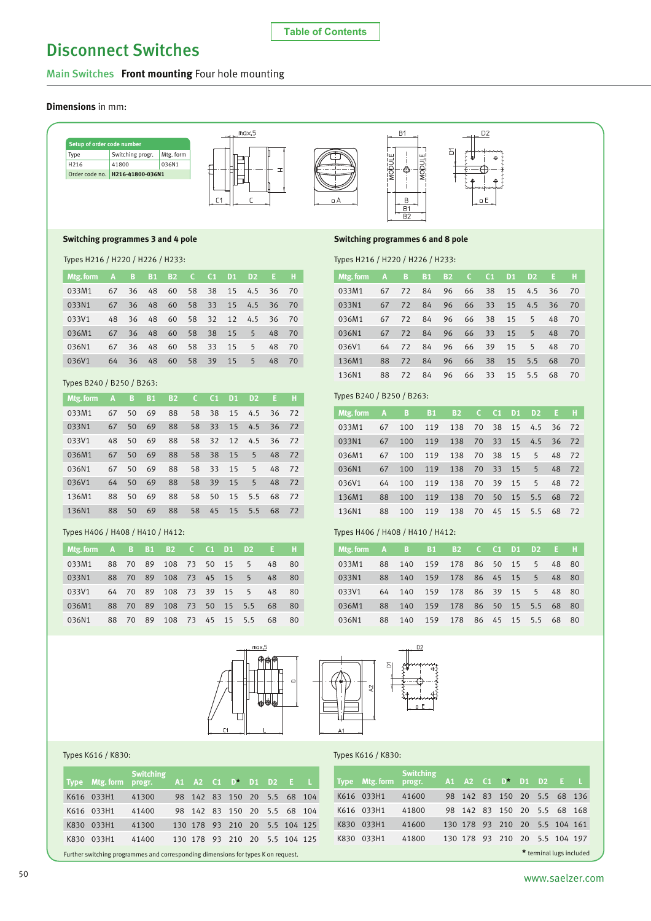Table of Contents

# Disconnect Switches

## Main Switches **Front mounting** Four hole mounting

**Dimensions** in mm:

| Setup of order code number | | |
|---|---|---|
| Type | Switching progr. | Mtg. form |
| H216 | 41800 | 036N1 |
| Order code no. | H216-41800-036N1 | |

max.5

H

C1

C

A

B1

MODULE

MODULE

B

B1

B2

D1

D2

E

### Switching programmes 3 and 4 pole

Types H216 / H220 / H226 / H233:

| Mtg. form | A | B | B1 | B2 | C | C1 | D1 | D2 | E | H |
|---|---|---|---|---|---|---|---|---|---|---|
| 033M1 | 67 | 36 | 48 | 60 | 58 | 38 | 15 | 4.5 | 36 | 70 |
| 033N1 | 67 | 36 | 48 | 60 | 58 | 33 | 15 | 4.5 | 36 | 70 |
| 033V1 | 48 | 36 | 48 | 60 | 58 | 32 | 12 | 4.5 | 36 | 70 |
| 036M1 | 67 | 36 | 48 | 60 | 58 | 38 | 15 | 5 | 48 | 70 |
| 036N1 | 67 | 36 | 48 | 60 | 58 | 33 | 15 | 5 | 48 | 70 |
| 036V1 | 64 | 36 | 48 | 60 | 58 | 39 | 15 | 5 | 48 | 70 |

Types B240 / B250 / B263:

| Mtg. form | A | B | B1 | B2 | C | C1 | D1 | D2 | E | H |
|---|---|---|---|---|---|---|---|---|---|---|
| 033M1 | 67 | 50 | 69 | 88 | 58 | 38 | 15 | 4.5 | 36 | 72 |
| 033N1 | 67 | 50 | 69 | 88 | 58 | 33 | 15 | 4.5 | 36 | 72 |
| 033V1 | 48 | 50 | 69 | 88 | 58 | 32 | 12 | 4.5 | 36 | 72 |
| 036M1 | 67 | 50 | 69 | 88 | 58 | 38 | 15 | 5 | 48 | 72 |
| 036N1 | 67 | 50 | 69 | 88 | 58 | 33 | 15 | 5 | 48 | 72 |
| 036V1 | 64 | 50 | 69 | 88 | 58 | 39 | 15 | 5 | 48 | 72 |
| 136M1 | 88 | 50 | 69 | 88 | 58 | 50 | 15 | 5.5 | 68 | 72 |
| 136N1 | 88 | 50 | 69 | 88 | 58 | 45 | 15 | 5.5 | 68 | 72 |

Types H406 / H408 / H410 / H412:

| Mtg. form | A | B | B1 | B2 | C | C1 | D1 | D2 | E | H |
|---|---|---|---|---|---|---|---|---|---|---|
| 033M1 | 88 | 70 | 89 | 108 | 73 | 50 | 15 | 5 | 48 | 80 |
| 033N1 | 88 | 70 | 89 | 108 | 73 | 45 | 15 | 5 | 48 | 80 |
| 033V1 | 64 | 70 | 89 | 108 | 73 | 39 | 15 | 5 | 48 | 80 |
| 036M1 | 88 | 70 | 89 | 108 | 73 | 50 | 15 | 5.5 | 68 | 80 |
| 036N1 | 88 | 70 | 89 | 108 | 73 | 45 | 15 | 5.5 | 68 | 80 |

### Switching programmes 6 and 8 pole

Types H216 / H220 / H226 / H233:

| Mtg. form | A | B | B1 | B2 | C | C1 | D1 | D2 | E | H |
|---|---|---|---|---|---|---|---|---|---|---|
| 033M1 | 67 | 72 | 84 | 96 | 66 | 38 | 15 | 4.5 | 36 | 70 |
| 033N1 | 67 | 72 | 84 | 96 | 66 | 33 | 15 | 4.5 | 36 | 70 |
| 036M1 | 67 | 72 | 84 | 96 | 66 | 38 | 15 | 5 | 48 | 70 |
| 036N1 | 67 | 72 | 84 | 96 | 66 | 33 | 15 | 5 | 48 | 70 |
| 036V1 | 64 | 72 | 84 | 96 | 66 | 39 | 15 | 5 | 48 | 70 |
| 136M1 | 88 | 72 | 84 | 96 | 66 | 38 | 15 | 5.5 | 68 | 70 |
| 136N1 | 88 | 72 | 84 | 96 | 66 | 33 | 15 | 5.5 | 68 | 70 |

Types B240 / B250 / B263:

| Mtg. form | A | B | B1 | B2 | C | C1 | D1 | D2 | E | H |
|---|---|---|---|---|---|---|---|---|---|---|
| 033M1 | 67 | 100 | 119 | 138 | 70 | 38 | 15 | 4.5 | 36 | 72 |
| 033N1 | 67 | 100 | 119 | 138 | 70 | 33 | 15 | 4.5 | 36 | 72 |
| 036M1 | 67 | 100 | 119 | 138 | 70 | 38 | 15 | 5 | 48 | 72 |
| 036N1 | 67 | 100 | 119 | 138 | 70 | 33 | 15 | 5 | 48 | 72 |
| 036V1 | 64 | 100 | 119 | 138 | 70 | 39 | 15 | 5 | 48 | 72 |
| 136M1 | 88 | 100 | 119 | 138 | 70 | 50 | 15 | 5.5 | 68 | 72 |
| 136N1 | 88 | 100 | 119 | 138 | 70 | 45 | 15 | 5.5 | 68 | 72 |

Types H406 / H408 / H410 / H412:

| Mtg. form | A | B | B1 | B2 | C | C1 | D1 | D2 | E | H |
|---|---|---|---|---|---|---|---|---|---|---|
| 033M1 | 88 | 140 | 159 | 178 | 86 | 50 | 15 | 5 | 48 | 80 |
| 033N1 | 88 | 140 | 159 | 178 | 86 | 45 | 15 | 5 | 48 | 80 |
| 033V1 | 64 | 140 | 159 | 178 | 86 | 39 | 15 | 5 | 48 | 80 |
| 036M1 | 88 | 140 | 159 | 178 | 86 | 50 | 15 | 5.5 | 68 | 80 |
| 036N1 | 88 | 140 | 159 | 178 | 86 | 45 | 15 | 5.5 | 68 | 80 |

max.5

D

C1

L

A2

A1

D1

D2

E

Types K616 / K830:

| Type | Mtg. form | Switching progr. | A1 | A2 | C1 | D* | D1 | D2 | E | L |
|---|---|---|---|---|---|---|---|---|---|---|
| K616 | 033H1 | 41300 | 98 | 142 | 83 | 150 | 20 | 5.5 | 68 | 104 |
| K616 | 033H1 | 41400 | 98 | 142 | 83 | 150 | 20 | 5.5 | 68 | 104 |
| K830 | 033H1 | 41300 | 130 | 178 | 93 | 210 | 20 | 5.5 | 104 | 125 |
| K830 | 033H1 | 41400 | 130 | 178 | 93 | 210 | 20 | 5.5 | 104 | 125 |

Types K616 / K830:

| Type | Mtg. form | Switching progr. | A1 | A2 | C1 | D* | D1 | D2 | E | L |
|---|---|---|---|---|---|---|---|---|---|---|
| K616 | 033H1 | 41600 | 98 | 142 | 83 | 150 | 20 | 5.5 | 68 | 136 |
| K616 | 033H1 | 41800 | 98 | 142 | 83 | 150 | 20 | 5.5 | 68 | 168 |
| K830 | 033H1 | 41600 | 130 | 178 | 93 | 210 | 20 | 5.5 | 104 | 161 |
| K830 | 033H1 | 41800 | 130 | 178 | 93 | 210 | 20 | 5.5 | 104 | 197 |

Further switching programmes and corresponding dimensions for types K on request.

* terminal lugs included

www.saelzer.com